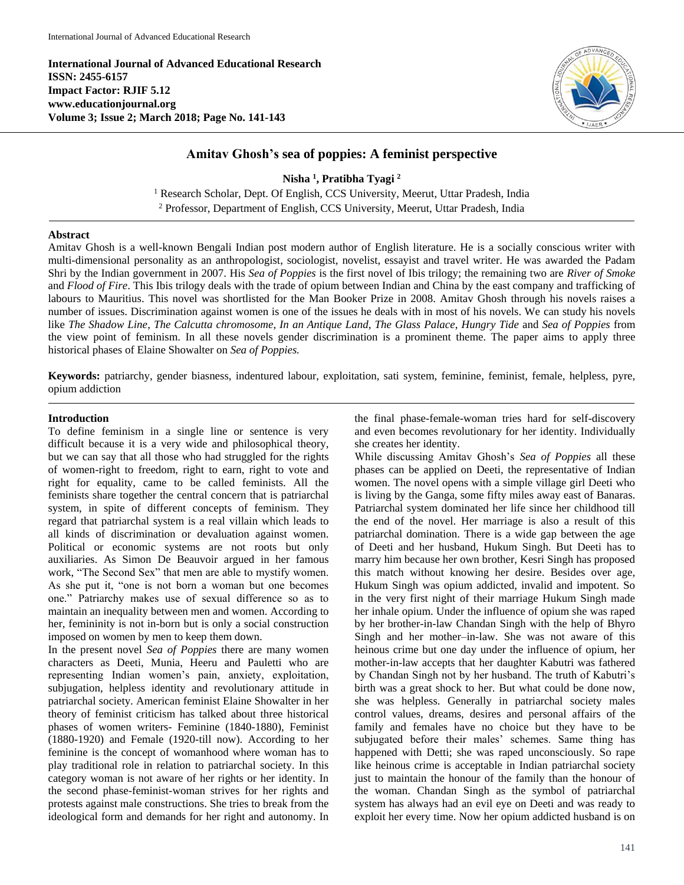**International Journal of Advanced Educational Research**
**ISSN: 2455-6157**
**Impact Factor: RJIF 5.12**
**www.educationjournal.org**
**Volume 3; Issue 2; March 2018; Page No. 141-143**

# Amitav Ghosh's sea of poppies: A feminist perspective

**Nisha [1], Pratibha Tyagi [2]**

[1] Research Scholar, Dept. Of English, CCS University, Meerut, Uttar Pradesh, India
[2] Professor, Department of English, CCS University, Meerut, Uttar Pradesh, India

## Abstract

Amitav Ghosh is a well-known Bengali Indian post modern author of English literature. He is a socially conscious writer with multi-dimensional personality as an anthropologist, sociologist, novelist, essayist and travel writer. He was awarded the Padam Shri by the Indian government in 2007. His *Sea of Poppies* is the first novel of Ibis trilogy; the remaining two are *River of Smoke* and *Flood of Fire*. This Ibis trilogy deals with the trade of opium between Indian and China by the east company and trafficking of labours to Mauritius. This novel was shortlisted for the Man Booker Prize in 2008. Amitav Ghosh through his novels raises a number of issues. Discrimination against women is one of the issues he deals with in most of his novels. We can study his novels like *The Shadow Line*, *The Calcutta chromosome*, *In an Antique Land*, *The Glass Palace*, *Hungry Tide* and *Sea of Poppies* from the view point of feminism. In all these novels gender discrimination is a prominent theme. The paper aims to apply three historical phases of Elaine Showalter on *Sea of Poppies.*

**Keywords:** patriarchy, gender biasness, indentured labour, exploitation, sati system, feminine, feminist, female, helpless, pyre, opium addiction

## Introduction

To define feminism in a single line or sentence is very difficult because it is a very wide and philosophical theory, but we can say that all those who had struggled for the rights of women-right to freedom, right to earn, right to vote and right for equality, came to be called feminists. All the feminists share together the central concern that is patriarchal system, in spite of different concepts of feminism. They regard that patriarchal system is a real villain which leads to all kinds of discrimination or devaluation against women. Political or economic systems are not roots but only auxiliaries. As Simon De Beauvoir argued in her famous work, "The Second Sex" that men are able to mystify women. As she put it, "one is not born a woman but one becomes one." Patriarchy makes use of sexual difference so as to maintain an inequality between men and women. According to her, femininity is not in-born but is only a social construction imposed on women by men to keep them down.

In the present novel *Sea of Poppies* there are many women characters as Deeti, Munia, Heeru and Pauletti who are representing Indian women's pain, anxiety, exploitation, subjugation, helpless identity and revolutionary attitude in patriarchal society. American feminist Elaine Showalter in her theory of feminist criticism has talked about three historical phases of women writers- Feminine (1840-1880), Feminist (1880-1920) and Female (1920-till now). According to her feminine is the concept of womanhood where woman has to play traditional role in relation to patriarchal society. In this category woman is not aware of her rights or her identity. In the second phase-feminist-woman strives for her rights and protests against male constructions. She tries to break from the ideological form and demands for her right and autonomy. In the final phase-female-woman tries hard for self-discovery and even becomes revolutionary for her identity. Individually she creates her identity.

While discussing Amitav Ghosh's *Sea of Poppies* all these phases can be applied on Deeti, the representative of Indian women. The novel opens with a simple village girl Deeti who is living by the Ganga, some fifty miles away east of Banaras. Patriarchal system dominated her life since her childhood till the end of the novel. Her marriage is also a result of this patriarchal domination. There is a wide gap between the age of Deeti and her husband, Hukum Singh. But Deeti has to marry him because her own brother, Kesri Singh has proposed this match without knowing her desire. Besides over age, Hukum Singh was opium addicted, invalid and impotent. So in the very first night of their marriage Hukum Singh made her inhale opium. Under the influence of opium she was raped by her brother-in-law Chandan Singh with the help of Bhyro Singh and her mother–in-law. She was not aware of this heinous crime but one day under the influence of opium, her mother-in-law accepts that her daughter Kabutri was fathered by Chandan Singh not by her husband. The truth of Kabutri's birth was a great shock to her. But what could be done now, she was helpless. Generally in patriarchal society males control values, dreams, desires and personal affairs of the family and females have no choice but they have to be subjugated before their males' schemes. Same thing has happened with Detti; she was raped unconsciously. So rape like heinous crime is acceptable in Indian patriarchal society just to maintain the honour of the family than the honour of the woman. Chandan Singh as the symbol of patriarchal system has always had an evil eye on Deeti and was ready to exploit her every time. Now her opium addicted husband is on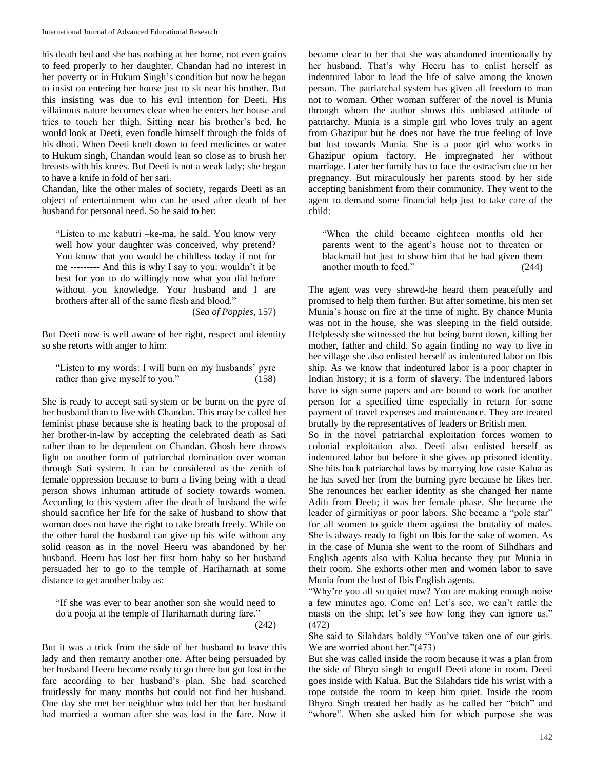his death bed and she has nothing at her home, not even grains to feed properly to her daughter. Chandan had no interest in her poverty or in Hukum Singh's condition but now he began to insist on entering her house just to sit near his brother. But this insisting was due to his evil intention for Deeti. His villainous nature becomes clear when he enters her house and tries to touch her thigh. Sitting near his brother's bed, he would look at Deeti, even fondle himself through the folds of his dhoti. When Deeti knelt down to feed medicines or water to Hukum singh, Chandan would lean so close as to brush her breasts with his knees. But Deeti is not a weak lady; she began to have a knife in fold of her sari.

Chandan, like the other males of society, regards Deeti as an object of entertainment who can be used after death of her husband for personal need. So he said to her:

> "Listen to me kabutri –ke-ma, he said. You know very well how your daughter was conceived, why pretend? You know that you would be childless today if not for me --------- And this is why I say to you: wouldn't it be best for you to do willingly now what you did before without you knowledge. Your husband and I are brothers after all of the same flesh and blood."
>
> (*Sea of Poppies*, 157)

But Deeti now is well aware of her right, respect and identity so she retorts with anger to him:

> "Listen to my words: I will burn on my husbands' pyre rather than give myself to you." (158)

She is ready to accept sati system or be burnt on the pyre of her husband than to live with Chandan. This may be called her feminist phase because she is heating back to the proposal of her brother-in-law by accepting the celebrated death as Sati rather than to be dependent on Chandan. Ghosh here throws light on another form of patriarchal domination over woman through Sati system. It can be considered as the zenith of female oppression because to burn a living being with a dead person shows inhuman attitude of society towards women. According to this system after the death of husband the wife should sacrifice her life for the sake of husband to show that woman does not have the right to take breath freely. While on the other hand the husband can give up his wife without any solid reason as in the novel Heeru was abandoned by her husband. Heeru has lost her first born baby so her husband persuaded her to go to the temple of Hariharnath at some distance to get another baby as:

> "If she was ever to bear another son she would need to do a pooja at the temple of Hariharnath during fare." (242)

But it was a trick from the side of her husband to leave this lady and then remarry another one. After being persuaded by her husband Heeru became ready to go there but got lost in the fare according to her husband's plan. She had searched fruitlessly for many months but could not find her husband. One day she met her neighbor who told her that her husband had married a woman after she was lost in the fare. Now it became clear to her that she was abandoned intentionally by her husband. That's why Heeru has to enlist herself as indentured labor to lead the life of salve among the known person. The patriarchal system has given all freedom to man not to woman. Other woman sufferer of the novel is Munia through whom the author shows this unbiased attitude of patriarchy. Munia is a simple girl who loves truly an agent from Ghazipur but he does not have the true feeling of love but lust towards Munia. She is a poor girl who works in Ghazipur opium factory. He impregnated her without marriage. Later her family has to face the ostracism due to her pregnancy. But miraculously her parents stood by her side accepting banishment from their community. They went to the agent to demand some financial help just to take care of the child:

> "When the child became eighteen months old her parents went to the agent's house not to threaten or blackmail but just to show him that he had given them another mouth to feed." (244)

The agent was very shrewd-he heard them peacefully and promised to help them further. But after sometime, his men set Munia's house on fire at the time of night. By chance Munia was not in the house, she was sleeping in the field outside. Helplessly she witnessed the hut being burnt down, killing her mother, father and child. So again finding no way to live in her village she also enlisted herself as indentured labor on Ibis ship. As we know that indentured labor is a poor chapter in Indian history; it is a form of slavery. The indentured labors have to sign some papers and are bound to work for another person for a specified time especially in return for some payment of travel expenses and maintenance. They are treated brutally by the representatives of leaders or British men.

So in the novel patriarchal exploitation forces women to colonial exploitation also. Deeti also enlisted herself as indentured labor but before it she gives up prisoned identity. She hits back patriarchal laws by marrying low caste Kalua as he has saved her from the burning pyre because he likes her. She renounces her earlier identity as she changed her name Aditi from Deeti; it was her female phase. She became the leader of girmitiyas or poor labors. She became a "pole star" for all women to guide them against the brutality of males. She is always ready to fight on Ibis for the sake of women. As in the case of Munia she went to the room of Silhdhars and English agents also with Kalua because they put Munia in their room. She exhorts other men and women labor to save Munia from the lust of Ibis English agents.

"Why're you all so quiet now? You are making enough noise a few minutes ago. Come on! Let's see, we can't rattle the masts on the ship; let's see how long they can ignore us." (472)

She said to Silahdars boldly "You've taken one of our girls. We are worried about her."(473)

But she was called inside the room because it was a plan from the side of Bhryo singh to engulf Deeti alone in room. Deeti goes inside with Kalua. But the Silahdars tide his wrist with a rope outside the room to keep him quiet. Inside the room Bhyro Singh treated her badly as he called her "bitch" and "whore". When she asked him for which purpose she was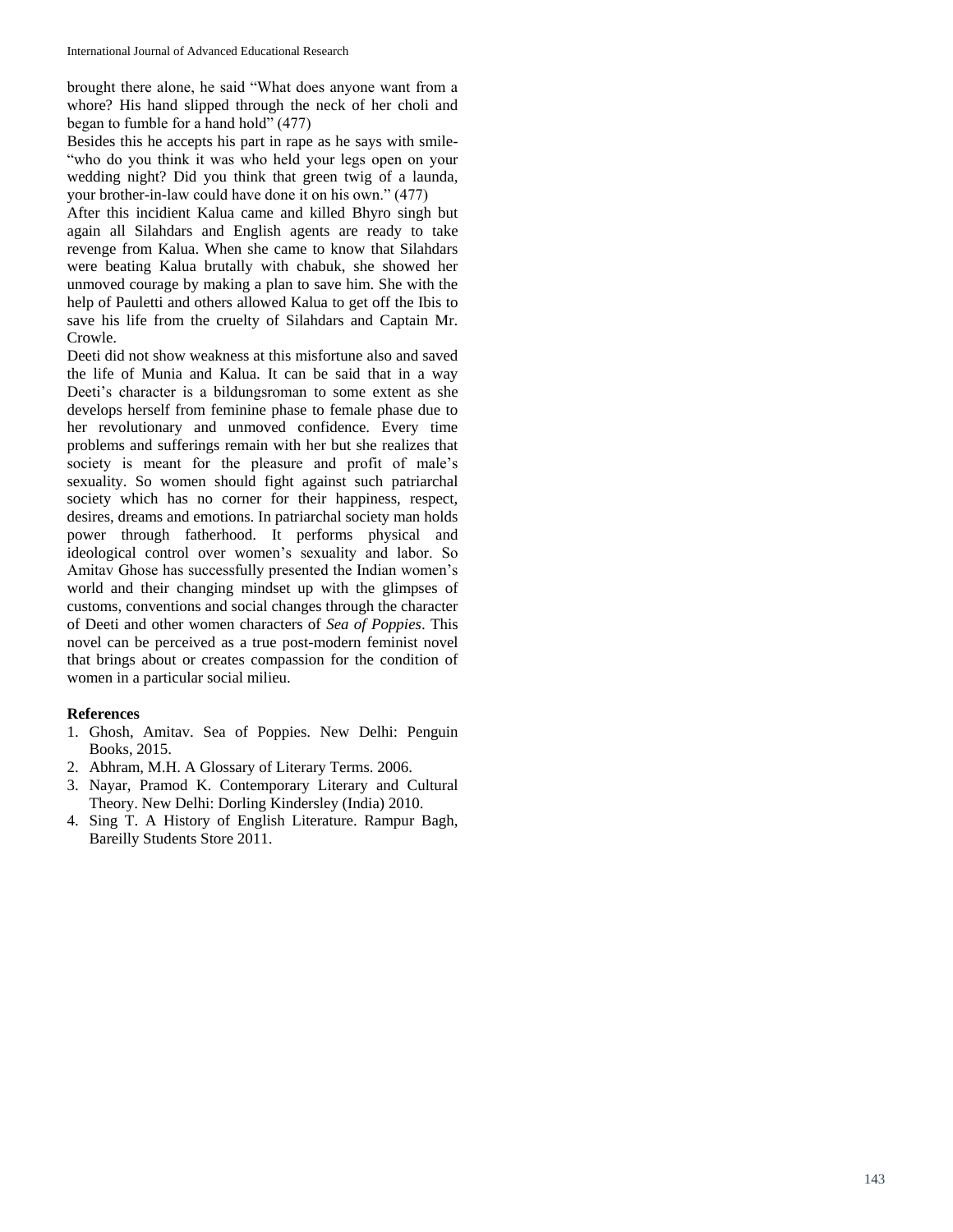brought there alone, he said "What does anyone want from a whore? His hand slipped through the neck of her choli and began to fumble for a hand hold" (477)

Besides this he accepts his part in rape as he says with smile- "who do you think it was who held your legs open on your wedding night? Did you think that green twig of a launda, your brother-in-law could have done it on his own." (477)

After this incidient Kalua came and killed Bhyro singh but again all Silahdars and English agents are ready to take revenge from Kalua. When she came to know that Silahdars were beating Kalua brutally with chabuk, she showed her unmoved courage by making a plan to save him. She with the help of Pauletti and others allowed Kalua to get off the Ibis to save his life from the cruelty of Silahdars and Captain Mr. Crowle.

Deeti did not show weakness at this misfortune also and saved the life of Munia and Kalua. It can be said that in a way Deeti's character is a bildungsroman to some extent as she develops herself from feminine phase to female phase due to her revolutionary and unmoved confidence. Every time problems and sufferings remain with her but she realizes that society is meant for the pleasure and profit of male's sexuality. So women should fight against such patriarchal society which has no corner for their happiness, respect, desires, dreams and emotions. In patriarchal society man holds power through fatherhood. It performs physical and ideological control over women's sexuality and labor. So Amitav Ghose has successfully presented the Indian women's world and their changing mindset up with the glimpses of customs, conventions and social changes through the character of Deeti and other women characters of *Sea of Poppies*. This novel can be perceived as a true post-modern feminist novel that brings about or creates compassion for the condition of women in a particular social milieu.

**References**

1. Ghosh, Amitav. Sea of Poppies. New Delhi: Penguin Books, 2015.
2. Abhram, M.H. A Glossary of Literary Terms. 2006.
3. Nayar, Pramod K. Contemporary Literary and Cultural Theory. New Delhi: Dorling Kindersley (India) 2010.
4. Sing T. A History of English Literature. Rampur Bagh, Bareilly Students Store 2011.